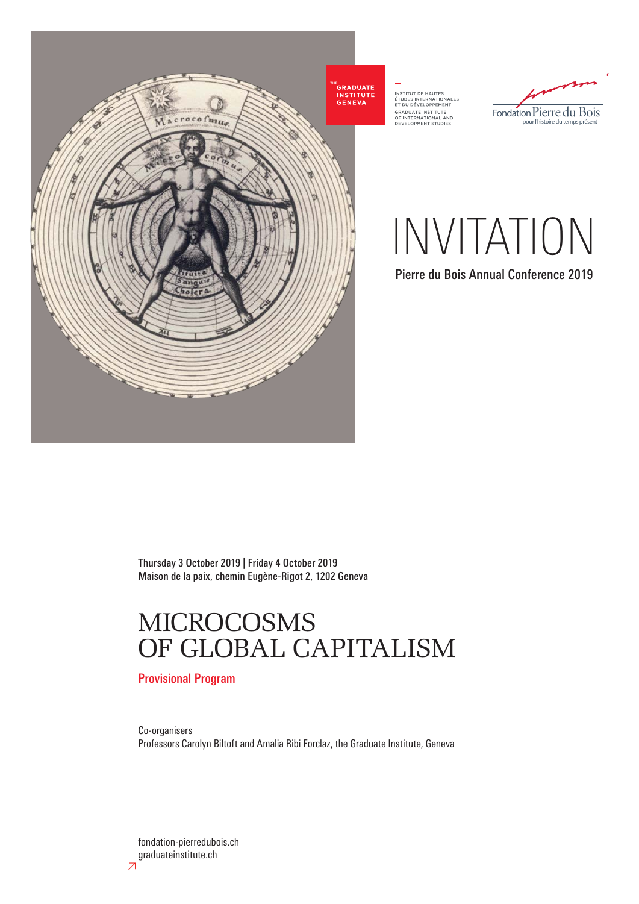THE GRADUATE INSTITUTE GENEVA

INSTITUT DE HAUTES ÉTUDES INTERNATIONALES ET DU DÉVELOPPEMENT
GRADUATE INSTITUTE OF INTERNATIONAL AND DEVELOPMENT STUDIES

Fondation Pierre du Bois pour l'histoire du temps présent

# INVITATION

Pierre du Bois Annual Conference 2019

Thursday 3 October 2019 | Friday 4 October 2019
Maison de la paix, chemin Eugène-Rigot 2, 1202 Geneva

# MICROCOSMS OF GLOBAL CAPITALISM

## Provisional Program

Co-organisers
Professors Carolyn Biltoft and Amalia Ribi Forclaz, the Graduate Institute, Geneva

fondation-pierredubois.ch
graduateinstitute.ch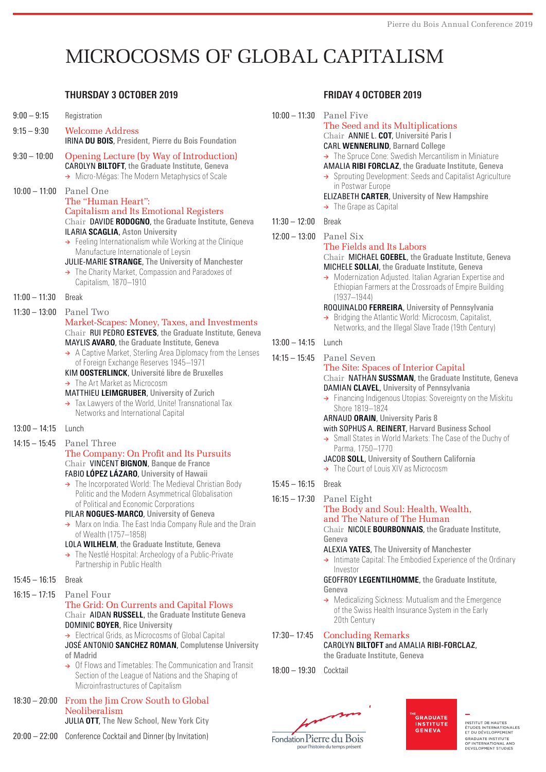# MICROCOSMS OF GLOBAL CAPITALISM

## THURSDAY 3 OCTOBER 2019

**9:00 – 9:15** Registration

**9:15 – 9:30** Welcome Address
IRINA **DU BOIS**, President, Pierre du Bois Foundation

**9:30 – 10:00** Opening Lecture (by Way of Introduction)
CAROLYN **BILTOFT**, the Graduate Institute, Geneva
→ Micro-Mégas: The Modern Metaphysics of Scale

**10:00 – 11:00** Panel One
The "Human Heart": Capitalism and Its Emotional Registers
Chair DAVIDE **RODOGNO**, the Graduate Institute, Geneva
ILARIA **SCAGLIA**, Aston University
→ Feeling Internationalism while Working at the Clinique Manufacture Internationale of Leysin
JULIE-MARIE **STRANGE**, The University of Manchester
→ The Charity Market, Compassion and Paradoxes of Capitalism, 1870–1910

**11:00 – 11:30** Break

**11:30 – 13:00** Panel Two
Market-Scapes: Money, Taxes, and Investments
Chair RUI PEDRO **ESTEVES**, the Graduate Institute, Geneva
MAYLIS **AVARO**, the Graduate Institute, Geneva
→ A Captive Market, Sterling Area Diplomacy from the Lenses of Foreign Exchange Reserves 1945–1971
KIM **OOSTERLINCK**, Université libre de Bruxelles
→ The Art Market as Microcosm
MATTHIEU **LEIMGRUBER**, University of Zurich
→ Tax Lawyers of the World, Unite! Transnational Tax Networks and International Capital

**13:00 – 14:15** Lunch

**14:15 – 15:45** Panel Three
The Company: On Profit and Its Pursuits
Chair VINCENT **BIGNON**, Banque de France
FABIO **LÓPEZ LÁZARO**, University of Hawaii
→ The Incorporated World: The Medieval Christian Body Politic and the Modern Asymmetrical Globalisation of Political and Economic Corporations
PILAR **NOGUES-MARCO**, University of Geneva
→ Marx on India. The East India Company Rule and the Drain of Wealth (1757–1858)
LOLA **WILHELM**, the Graduate Institute, Geneva
→ The Nestlé Hospital: Archeology of a Public-Private Partnership in Public Health

**15:45 – 16:15** Break

**16:15 – 17:15** Panel Four
The Grid: On Currents and Capital Flows
Chair AIDAN **RUSSELL**, the Graduate Institute Geneva
DOMINIC **BOYER**, Rice University
→ Electrical Grids, as Microcosms of Global Capital
JOSÉ ANTONIO **SANCHEZ ROMAN**, Complutense University of Madrid
→ Of Flows and Timetables: The Communication and Transit Section of the League of Nations and the Shaping of Microinfrastructures of Capitalism

**18:30 – 20:00** From the Jim Crow South to Global Neoliberalism
JULIA **OTT**, The New School, New York City

**20:00 – 22:00** Conference Cocktail and Dinner (by Invitation)

## FRIDAY 4 OCTOBER 2019

**10:00 – 11:30** Panel Five
The Seed and its Multiplications
Chair ANNIE L. **COT**, Université Paris I
CARL **WENNERLIND**, Barnard College
→ The Spruce Cone: Swedish Mercantilism in Miniature
AMALIA **RIBI FORCLAZ**, the Graduate Institute, Geneva
→ Sprouting Development: Seeds and Capitalist Agriculture in Postwar Europe
ELIZABETH **CARTER**, University of New Hampshire
→ The Grape as Capital

**11:30 – 12:00** Break

**12:00 – 13:00** Panel Six
The Fields and Its Labors
Chair MICHAEL **GOEBEL**, the Graduate Institute, Geneva
MICHELE **SOLLAI**, the Graduate Institute, Geneva
→ Modernization Adjusted. Italian Agrarian Expertise and Ethiopian Farmers at the Crossroads of Empire Building (1937–1944)
ROQUINALDO **FERREIRA**, University of Pennsylvania
→ Bridging the Atlantic World: Microcosm, Capitalist, Networks, and the Illegal Slave Trade (19th Century)

**13:00 – 14:15** Lunch

**14:15 – 15:45** Panel Seven
The Site: Spaces of Interior Capital
Chair NATHAN **SUSSMAN**, the Graduate Institute, Geneva
DAMIAN **CLAVEL**, University of Pennsylvania
→ Financing Indigenous Utopias: Sovereignty on the Miskitu Shore 1819–1824
ARNAUD **ORAIN**, University Paris 8
with SOPHUS A. **REINERT**, Harvard Business School
→ Small States in World Markets: The Case of the Duchy of Parma, 1750–1770
JACOB **SOLL**, University of Southern California
→ The Court of Louis XIV as Microcosm

**15:45 – 16:15** Break

**16:15 – 17:30** Panel Eight
The Body and Soul: Health, Wealth, and The Nature of The Human
Chair NICOLE **BOURBONNAIS**, the Graduate Institute, Geneva
ALEXIA **YATES**, The University of Manchester
→ Intimate Capital: The Embodied Experience of the Ordinary Investor
GEOFFROY **LEGENTILHOMME**, the Graduate Institute, Geneva
→ Medicalizing Sickness: Mutualism and the Emergence of the Swiss Health Insurance System in the Early 20th Century

**17:30– 17:45** Concluding Remarks
CAROLYN **BILTOFT** and AMALIA **RIBI-FORCLAZ**, the Graduate Institute, Geneva

**18:00 – 19:30** Cocktail

Fondation Pierre du Bois pour l'histoire du temps présent

THE GRADUATE INSTITUTE GENEVA
INSTITUT DE HAUTES ÉTUDES INTERNATIONALES ET DU DÉVELOPPEMENT
GRADUATE INSTITUTE OF INTERNATIONAL AND DEVELOPMENT STUDIES